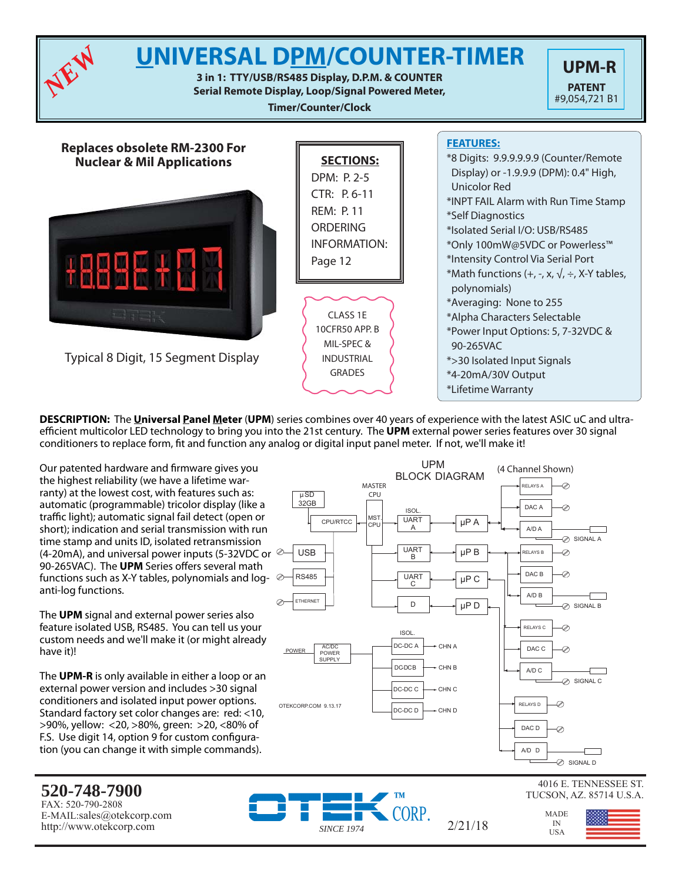# UNIVERSAL DPM/COUNTER-TIMER

NEW

**3 in 1: TTY/USB/RS485 Display, D.P.M. & COUNTER**
**Serial Remote Display, Loop/Signal Powered Meter,**
**Timer/Counter/Clock**

**UPM-R**
**PATENT**
#9,054,721 B1

**Replaces obsolete RM-2300 For Nuclear & Mil Applications**

Typical 8 Digit, 15 Segment Display

**SECTIONS:**
DPM: P. 2-5
CTR: P. 6-11
REM: P. 11
ORDERING INFORMATION: Page 12

CLASS 1E
10CFR50 APP. B
MIL-SPEC &
INDUSTRIAL
GRADES

**FEATURES:**

*8 Digits: 9.9.9.9.9.9 (Counter/Remote Display) or -1.9.9.9 (DPM): 0.4" High, Unicolor Red
*INPT FAIL Alarm with Run Time Stamp
*Self Diagnostics
*Isolated Serial I/O: USB/RS485
*Only 100mW@5VDC or Powerless™
*Intensity Control Via Serial Port
*Math functions (+, -, x, √, ÷, X-Y tables, polynomials)
*Averaging: None to 255
*Alpha Characters Selectable
*Power Input Options: 5, 7-32VDC & 90-265VAC
*>30 Isolated Input Signals
*4-20mA/30V Output
*Lifetime Warranty

**DESCRIPTION:** The **Universal Panel Meter** (**UPM**) series combines over 40 years of experience with the latest ASIC uC and ultra-efficient multicolor LED technology to bring you into the 21st century. The **UPM** external power series features over 30 signal conditioners to replace form, fit and function any analog or digital input panel meter. If not, we'll make it!

Our patented hardware and firmware gives you the highest reliability (we have a lifetime warranty) at the lowest cost, with features such as: automatic (programmable) tricolor display (like a traffic light); automatic signal fail detect (open or short); indication and serial transmission with run time stamp and units ID, isolated retransmission (4-20mA), and universal power inputs (5-32VDC or 90-265VAC). The **UPM** Series offers several math functions such as X-Y tables, polynomials and log-anti-log functions.

The **UPM** signal and external power series also feature isolated USB, RS485. You can tell us your custom needs and we'll make it (or might already have it)!

The **UPM-R** is only available in either a loop or an external power version and includes >30 signal conditioners and isolated input power options. Standard factory set color changes are: red: <10, >90%, yellow: <20, >80%, green: >20, <80% of F.S. Use digit 14, option 9 for custom configuration (you can change it with simple commands).

UPM BLOCK DIAGRAM (4 Channel Shown)

µSD 32GB; MASTER CPU; CPU/RTCC; MST. CPU; ISOL.; UART A; µP A; UART B; µP B; UART C; µP C; D; µP D; USB; RS485; ETHERNET; POWER; AC/DC POWER SUPPLY; ISOL.; DC-DC A; CHN A; DC-DC B; CHN B; DC-DC C; CHN C; DC-DC D; CHN D; RELAYS A; DAC A; A/D A; SIGNAL A; RELAYS B; DAC B; A/D B; SIGNAL B; RELAYS C; DAC C; A/D C; SIGNAL C; RELAYS D; DAC D; A/D D; SIGNAL D

OTEKCORP.COM 9.13.17

**520-748-7900**
FAX: 520-790-2808
E-MAIL:sales@otekcorp.com
http://www.otekcorp.com

OTEK™ CORP. SINCE 1974

2/21/18

4016 E. TENNESSEE ST.
TUCSON, AZ. 85714 U.S.A.

MADE IN USA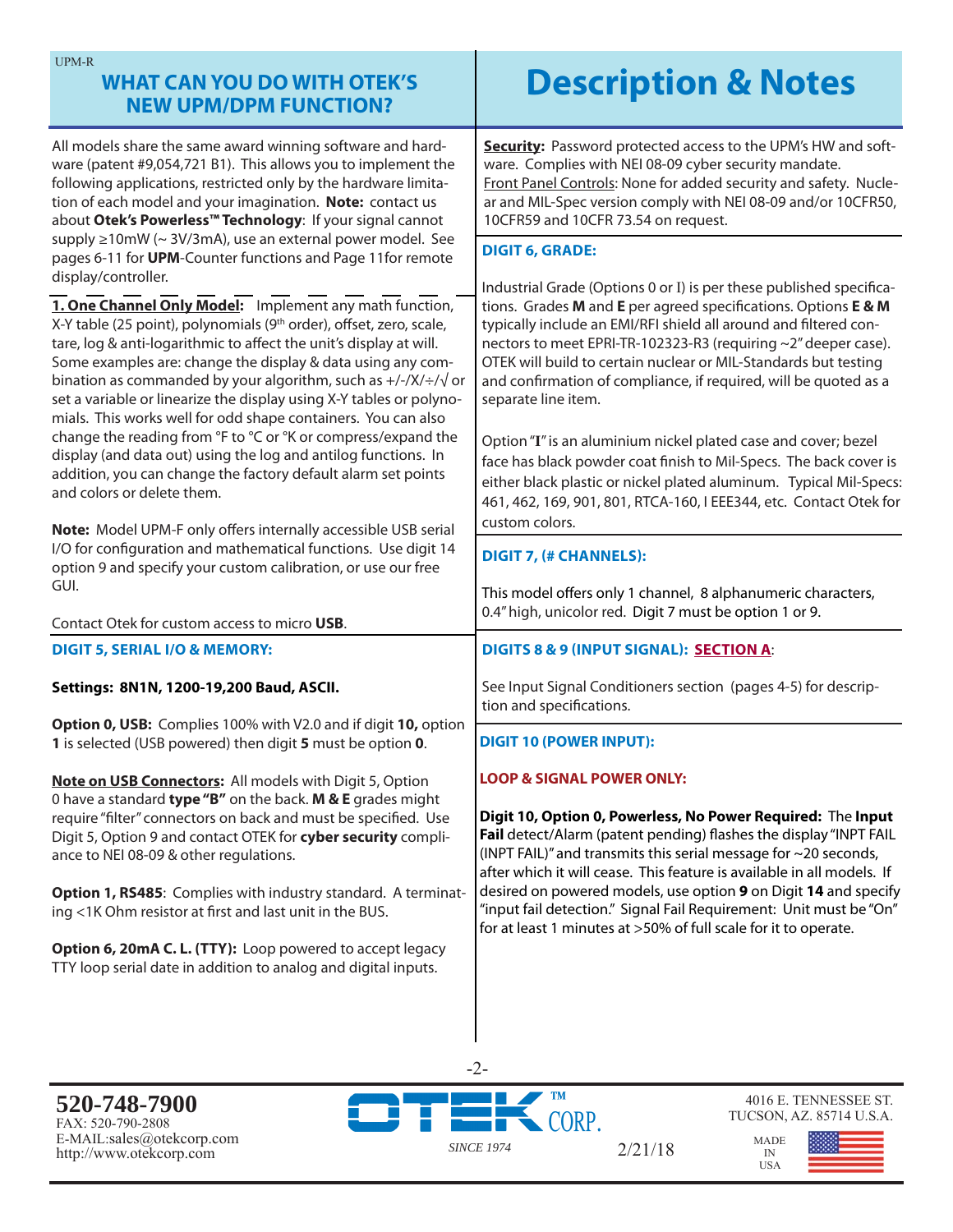UPM-R

## WHAT CAN YOU DO WITH OTEK'S NEW UPM/DPM FUNCTION?

All models share the same award winning software and hardware (patent #9,054,721 B1). This allows you to implement the following applications, restricted only by the hardware limitation of each model and your imagination. **Note:** contact us about **Otek's Powerless™ Technology**: If your signal cannot supply ≥10mW (~ 3V/3mA), use an external power model. See pages 6-11 for **UPM**-Counter functions and Page 11for remote display/controller.

**1. One Channel Only Model:** Implement any math function, X-Y table (25 point), polynomials (9th order), offset, zero, scale, tare, log & anti-logarithmic to affect the unit's display at will. Some examples are: change the display & data using any combination as commanded by your algorithm, such as +/-/X/÷/√ or set a variable or linearize the display using X-Y tables or polynomials. This works well for odd shape containers. You can also change the reading from °F to °C or °K or compress/expand the display (and data out) using the log and antilog functions. In addition, you can change the factory default alarm set points and colors or delete them.

**Note:** Model UPM-F only offers internally accessible USB serial I/O for configuration and mathematical functions. Use digit 14 option 9 and specify your custom calibration, or use our free GUI.

Contact Otek for custom access to micro **USB**.

### DIGIT 5, SERIAL I/O & MEMORY:

**Settings: 8N1N, 1200-19,200 Baud, ASCII.**

**Option 0, USB:** Complies 100% with V2.0 and if digit **10,** option **1** is selected (USB powered) then digit **5** must be option **0**.

**Note on USB Connectors:** All models with Digit 5, Option 0 have a standard **type "B"** on the back. **M & E** grades might require "filter" connectors on back and must be specified. Use Digit 5, Option 9 and contact OTEK for **cyber security** compliance to NEI 08-09 & other regulations.

**Option 1, RS485**: Complies with industry standard. A terminating <1K Ohm resistor at first and last unit in the BUS.

**Option 6, 20mA C. L. (TTY):** Loop powered to accept legacy TTY loop serial date in addition to analog and digital inputs.

## Description & Notes

**Security:** Password protected access to the UPM's HW and software. Complies with NEI 08-09 cyber security mandate.
Front Panel Controls: None for added security and safety. Nuclear and MIL-Spec version comply with NEI 08-09 and/or 10CFR50, 10CFR59 and 10CFR 73.54 on request.

### DIGIT 6, GRADE:

Industrial Grade (Options 0 or I) is per these published specifications. Grades **M** and **E** per agreed specifications. Options **E & M** typically include an EMI/RFI shield all around and filtered connectors to meet EPRI-TR-102323-R3 (requiring ~2" deeper case). OTEK will build to certain nuclear or MIL-Standards but testing and confirmation of compliance, if required, will be quoted as a separate line item.

Option "I" is an aluminium nickel plated case and cover; bezel face has black powder coat finish to Mil-Specs. The back cover is either black plastic or nickel plated aluminum. Typical Mil-Specs: 461, 462, 169, 901, 801, RTCA-160, I EEE344, etc. Contact Otek for custom colors.

### DIGIT 7, (# CHANNELS):

This model offers only 1 channel, 8 alphanumeric characters, 0.4" high, unicolor red. Digit 7 must be option 1 or 9.

### DIGITS 8 & 9 (INPUT SIGNAL): SECTION A:

See Input Signal Conditioners section (pages 4-5) for description and specifications.

### DIGIT 10 (POWER INPUT):

**LOOP & SIGNAL POWER ONLY:**

**Digit 10, Option 0, Powerless, No Power Required:** The **Input Fail** detect/Alarm (patent pending) flashes the display "INPT FAIL (INPT FAIL)" and transmits this serial message for ~20 seconds, after which it will cease. This feature is available in all models. If desired on powered models, use option **9** on Digit **14** and specify "input fail detection." Signal Fail Requirement: Unit must be "On" for at least 1 minutes at >50% of full scale for it to operate.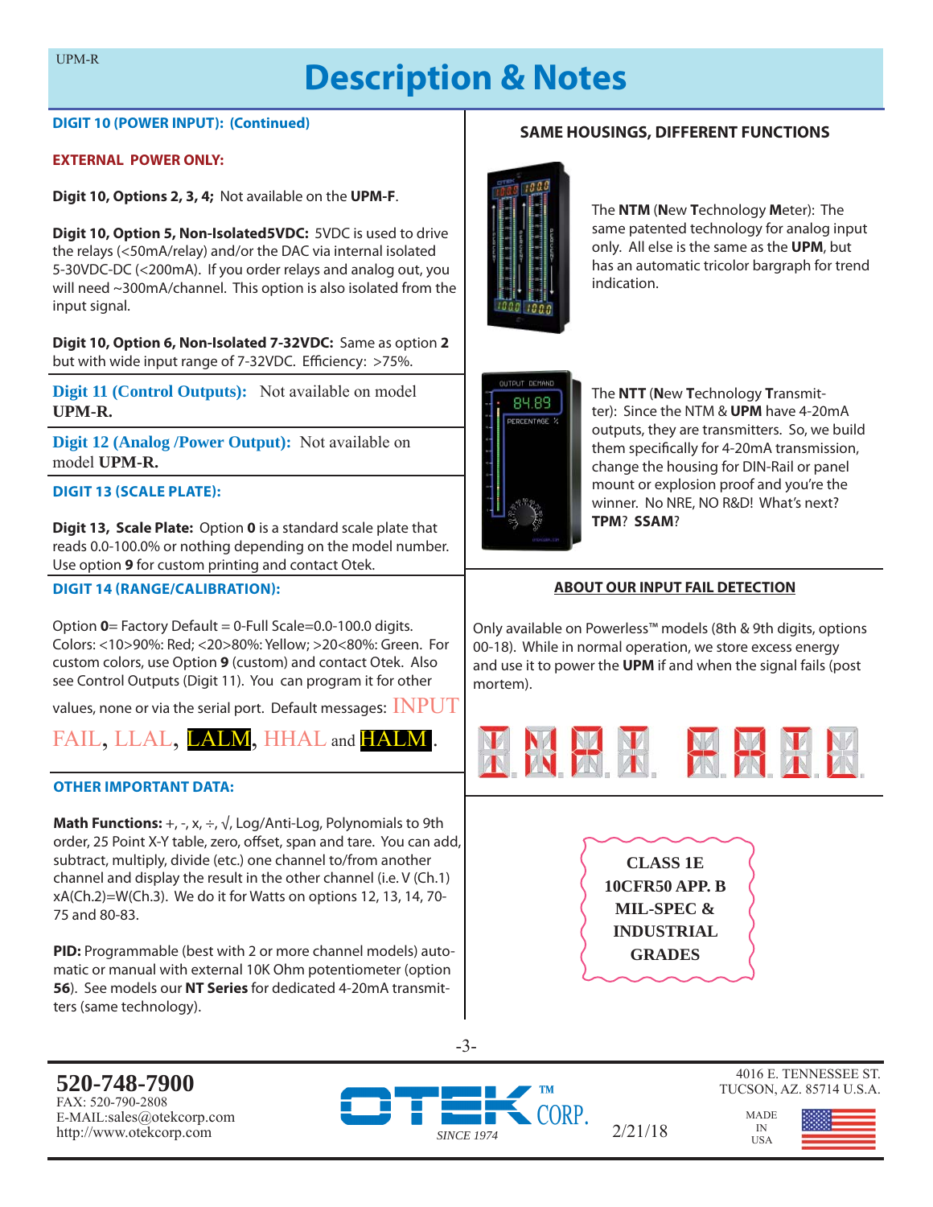# Description & Notes

**DIGIT 10 (POWER INPUT): (Continued)**

**EXTERNAL POWER ONLY:**

**Digit 10, Options 2, 3, 4;** Not available on the **UPM-F**.

**Digit 10, Option 5, Non-Isolated5VDC:** 5VDC is used to drive the relays (<50mA/relay) and/or the DAC via internal isolated 5-30VDC-DC (<200mA). If you order relays and analog out, you will need ~300mA/channel. This option is also isolated from the input signal.

**Digit 10, Option 6, Non-Isolated 7-32VDC:** Same as option **2** but with wide input range of 7-32VDC. Efficiency: >75%.

**Digit 11 (Control Outputs):** Not available on model **UPM-R.**

**Digit 12 (Analog /Power Output):** Not available on model **UPM-R.**

**DIGIT 13 (SCALE PLATE):**

**Digit 13, Scale Plate:** Option **0** is a standard scale plate that reads 0.0-100.0% or nothing depending on the model number. Use option **9** for custom printing and contact Otek.

**DIGIT 14 (RANGE/CALIBRATION):**

Option **0**= Factory Default = 0-Full Scale=0.0-100.0 digits. Colors: <10>90%: Red; <20>80%: Yellow; >20<80%: Green. For custom colors, use Option **9** (custom) and contact Otek. Also see Control Outputs (Digit 11). You can program it for other values, none or via the serial port. Default messages: INPUT FAIL, LLAL, LALM, HHAL and HALM.

**OTHER IMPORTANT DATA:**

**Math Functions:** +, -, x, ÷, √, Log/Anti-Log, Polynomials to 9th order, 25 Point X-Y table, zero, offset, span and tare. You can add, subtract, multiply, divide (etc.) one channel to/from another channel and display the result in the other channel (i.e. V (Ch.1) xA(Ch.2)=W(Ch.3). We do it for Watts on options 12, 13, 14, 70-75 and 80-83.

**PID:** Programmable (best with 2 or more channel models) automatic or manual with external 10K Ohm potentiometer (option **56**). See models our **NT Series** for dedicated 4-20mA transmitters (same technology).

**SAME HOUSINGS, DIFFERENT FUNCTIONS**

The **NTM** (**N**ew **T**echnology **M**eter): The same patented technology for analog input only. All else is the same as the **UPM**, but has an automatic tricolor bargraph for trend indication.

The **NTT** (**N**ew **T**echnology **T**ransmitter): Since the NTM & **UPM** have 4-20mA outputs, they are transmitters. So, we build them specifically for 4-20mA transmission, change the housing for DIN-Rail or panel mount or explosion proof and you're the winner. No NRE, NO R&D! What's next? **TPM**? **SSAM**?

**ABOUT OUR INPUT FAIL DETECTION**

Only available on Powerless™ models (8th & 9th digits, options 00-18). While in normal operation, we store excess energy and use it to power the **UPM** if and when the signal fails (post mortem).

**CLASS 1E**
**10CFR50 APP. B**
**MIL-SPEC &**
**INDUSTRIAL**
**GRADES**

**520-748-7900**
FAX: 520-790-2808
E-MAIL:sales@otekcorp.com
http://www.otekcorp.com

OTEK™ CORP. SINCE 1974

2/21/18

4016 E. TENNESSEE ST.
TUCSON, AZ. 85714 U.S.A.

MADE IN USA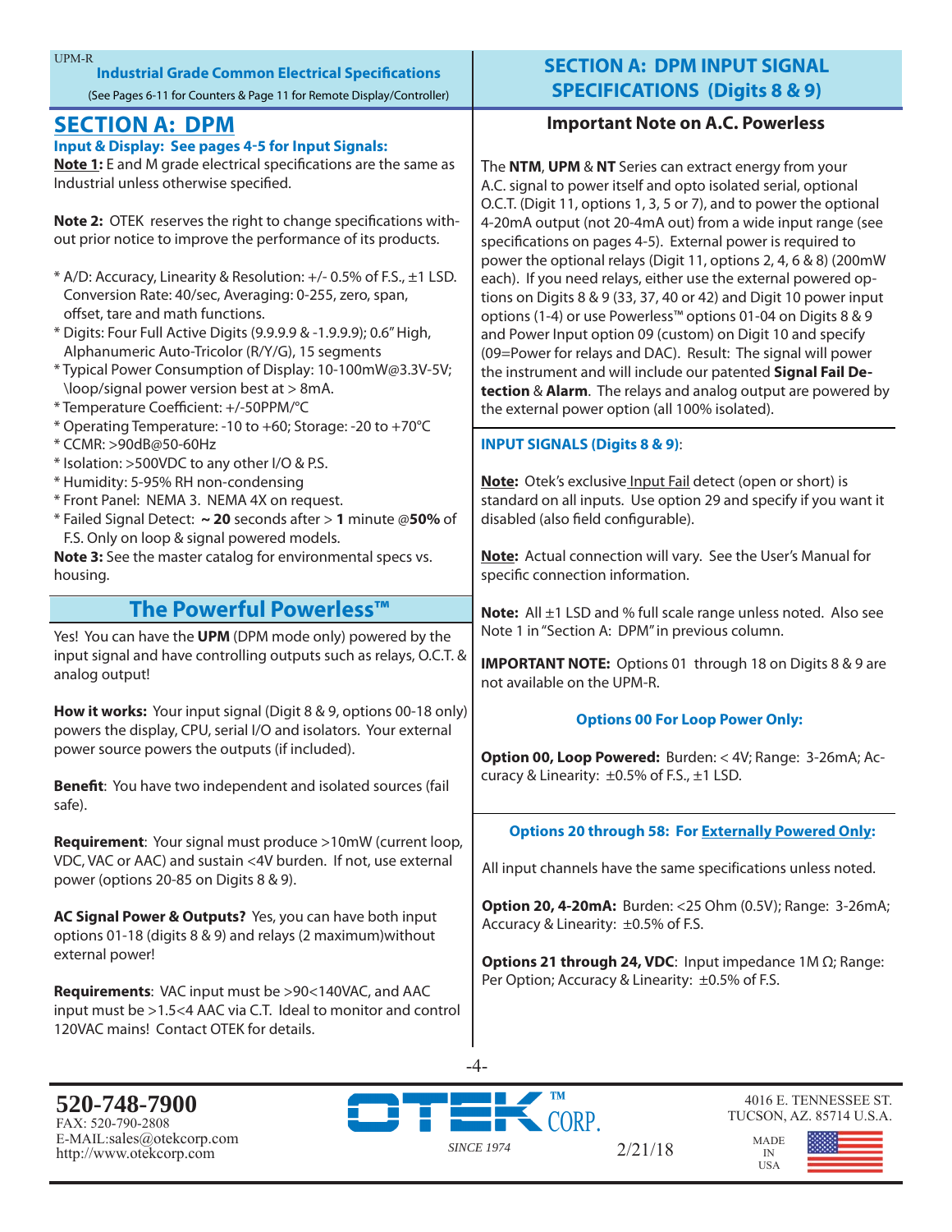## Industrial Grade Common Electrical Specifications

(See Pages 6-11 for Counters & Page 11 for Remote Display/Controller)

## SECTION A: DPM

**Input & Display: See pages 4-5 for Input Signals:**

**Note 1:** E and M grade electrical specifications are the same as Industrial unless otherwise specified.

**Note 2:** OTEK reserves the right to change specifications without prior notice to improve the performance of its products.

* A/D: Accuracy, Linearity & Resolution: +/- 0.5% of F.S., ±1 LSD. Conversion Rate: 40/sec, Averaging: 0-255, zero, span, offset, tare and math functions.
* Digits: Four Full Active Digits (9.9.9.9 & -1.9.9.9); 0.6" High, Alphanumeric Auto-Tricolor (R/Y/G), 15 segments
* Typical Power Consumption of Display: 10-100mW@3.3V-5V; \loop/signal power version best at > 8mA.
* Temperature Coefficient: +/-50PPM/°C
* Operating Temperature: -10 to +60; Storage: -20 to +70°C
* CCMR: >90dB@50-60Hz
* Isolation: >500VDC to any other I/O & P.S.
* Humidity: 5-95% RH non-condensing
* Front Panel: NEMA 3. NEMA 4X on request.
* Failed Signal Detect: **~ 20** seconds after > **1** minute @**50%** of F.S. Only on loop & signal powered models.

**Note 3:** See the master catalog for environmental specs vs. housing.

## The Powerful Powerless™

Yes! You can have the **UPM** (DPM mode only) powered by the input signal and have controlling outputs such as relays, O.C.T. & analog output!

**How it works:** Your input signal (Digit 8 & 9, options 00-18 only) powers the display, CPU, serial I/O and isolators. Your external power source powers the outputs (if included).

**Benefit**: You have two independent and isolated sources (fail safe).

**Requirement**: Your signal must produce >10mW (current loop, VDC, VAC or AAC) and sustain <4V burden. If not, use external power (options 20-85 on Digits 8 & 9).

**AC Signal Power & Outputs?** Yes, you can have both input options 01-18 (digits 8 & 9) and relays (2 maximum)without external power!

**Requirements**: VAC input must be >90<140VAC, and AAC input must be >1.5<4 AAC via C.T. Ideal to monitor and control 120VAC mains! Contact OTEK for details.

## SECTION A: DPM INPUT SIGNAL SPECIFICATIONS (Digits 8 & 9)

### Important Note on A.C. Powerless

The **NTM**, **UPM** & **NT** Series can extract energy from your A.C. signal to power itself and opto isolated serial, optional O.C.T. (Digit 11, options 1, 3, 5 or 7), and to power the optional 4-20mA output (not 20-4mA out) from a wide input range (see specifications on pages 4-5). External power is required to power the optional relays (Digit 11, options 2, 4, 6 & 8) (200mW each). If you need relays, either use the external powered options on Digits 8 & 9 (33, 37, 40 or 42) and Digit 10 power input options (1-4) or use Powerless™ options 01-04 on Digits 8 & 9 and Power Input option 09 (custom) on Digit 10 and specify (09=Power for relays and DAC). Result: The signal will power the instrument and will include our patented **Signal Fail Detection** & **Alarm**. The relays and analog output are powered by the external power option (all 100% isolated).

**INPUT SIGNALS (Digits 8 & 9)**:

**Note:** Otek's exclusive Input Fail detect (open or short) is standard on all inputs. Use option 29 and specify if you want it disabled (also field configurable).

**Note:** Actual connection will vary. See the User's Manual for specific connection information.

**Note:** All ±1 LSD and % full scale range unless noted. Also see Note 1 in "Section A: DPM" in previous column.

**IMPORTANT NOTE:** Options 01 through 18 on Digits 8 & 9 are not available on the UPM-R.

**Options 00 For Loop Power Only:**

**Option 00, Loop Powered:** Burden: < 4V; Range: 3-26mA; Accuracy & Linearity: ±0.5% of F.S., ±1 LSD.

**Options 20 through 58: For Externally Powered Only:**

All input channels have the same specifications unless noted.

**Option 20, 4-20mA:** Burden: <25 Ohm (0.5V); Range: 3-26mA; Accuracy & Linearity: ±0.5% of F.S.

**Options 21 through 24, VDC**: Input impedance 1M Ω; Range: Per Option; Accuracy & Linearity: ±0.5% of F.S.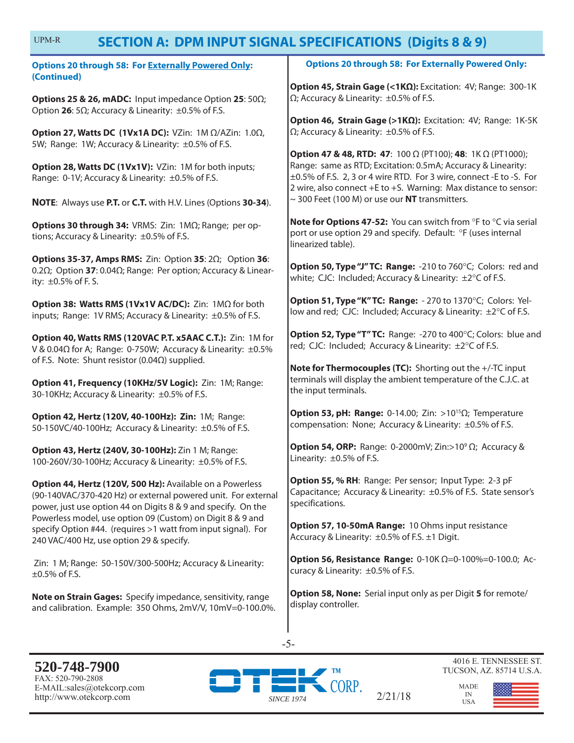## SECTION A: DPM INPUT SIGNAL SPECIFICATIONS (Digits 8 & 9)

**Options 20 through 58: For Externally Powered Only: (Continued)**

**Options 25 & 26, mADC:** Input impedance Option **25**: 50Ω; Option **26**: 5Ω; Accuracy & Linearity: ±0.5% of F.S.

**Option 27, Watts DC (1Vx1A DC):** VZin: 1M Ω/AZin: 1.0Ω, 5W; Range: 1W; Accuracy & Linearity: ±0.5% of F.S.

**Option 28, Watts DC (1Vx1V):** VZin: 1M for both inputs; Range: 0-1V; Accuracy & Linearity: ±0.5% of F.S.

**NOTE**: Always use **P.T.** or **C.T.** with H.V. Lines (Options **30-34**).

**Options 30 through 34:** VRMS: Zin: 1MΩ; Range; per options; Accuracy & Linearity: ±0.5% of F.S.

**Options 35-37, Amps RMS:** Zin: Option **35**: 2Ω; Option **36**: 0.2Ω; Option **37**: 0.04Ω; Range: Per option; Accuracy & Linearity: ±0.5% of F. S.

**Option 38: Watts RMS (1Vx1V AC/DC):** Zin: 1MΩ for both inputs; Range: 1V RMS; Accuracy & Linearity: ±0.5% of F.S.

**Option 40, Watts RMS (120VAC P.T. x5AAC C.T.):** Zin: 1M for V & 0.04Ω for A; Range: 0-750W; Accuracy & Linearity: ±0.5% of F.S. Note: Shunt resistor (0.04Ω) supplied.

**Option 41, Frequency (10KHz/5V Logic):** Zin: 1M; Range: 30-10KHz; Accuracy & Linearity: ±0.5% of F.S.

**Option 42, Hertz (120V, 40-100Hz): Zin:** 1M; Range: 50-150VC/40-100Hz; Accuracy & Linearity: ±0.5% of F.S.

**Option 43, Hertz (240V, 30-100Hz):** Zin 1 M; Range: 100-260V/30-100Hz; Accuracy & Linearity: ±0.5% of F.S.

**Option 44, Hertz (120V, 500 Hz):** Available on a Powerless (90-140VAC/370-420 Hz) or external powered unit. For external power, just use option 44 on Digits 8 & 9 and specify. On the Powerless model, use option 09 (Custom) on Digit 8 & 9 and specify Option #44. (requires >1 watt from input signal). For 240 VAC/400 Hz, use option 29 & specify.

Zin: 1 M; Range: 50-150V/300-500Hz; Accuracy & Linearity: ±0.5% of F.S.

**Note on Strain Gages:** Specify impedance, sensitivity, range and calibration. Example: 350 Ohms, 2mV/V, 10mV=0-100.0%.

**Options 20 through 58: For Externally Powered Only:**

**Option 45, Strain Gage (<1KΩ):** Excitation: 4V; Range: 300-1K Ω; Accuracy & Linearity: ±0.5% of F.S.

**Option 46, Strain Gage (>1KΩ):** Excitation: 4V; Range: 1K-5K Ω; Accuracy & Linearity: ±0.5% of F.S.

**Option 47 & 48, RTD: 47**: 100 Ω (PT100); **48**: 1K Ω (PT1000); Range: same as RTD; Excitation: 0.5mA; Accuracy & Linearity: ±0.5% of F.S. 2, 3 or 4 wire RTD. For 3 wire, connect -E to -S. For 2 wire, also connect +E to +S. Warning: Max distance to sensor: ~ 300 Feet (100 M) or use our **NT** transmitters.

**Note for Options 47-52:** You can switch from °F to °C via serial port or use option 29 and specify. Default: °F (uses internal linearized table).

**Option 50, Type "J" TC: Range:** -210 to 760°C; Colors: red and white; CJC: Included; Accuracy & Linearity: ±2°C of F.S.

**Option 51, Type "K" TC: Range:** - 270 to 1370°C; Colors: Yellow and red; CJC: Included; Accuracy & Linearity: ±2°C of F.S.

**Option 52, Type "T" TC:** Range: -270 to 400°C; Colors: blue and red; CJC: Included; Accuracy & Linearity: ±2°C of F.S.

**Note for Thermocouples (TC):** Shorting out the +/-TC input terminals will display the ambient temperature of the C.J.C. at the input terminals.

**Option 53, pH: Range:** 0-14.00; Zin: $>10^{15}$Ω; Temperature compensation: None; Accuracy & Linearity: ±0.5% of F.S.

**Option 54, ORP:** Range: 0-2000mV; Zin:$>10^{9}$ Ω; Accuracy & Linearity: ±0.5% of F.S.

**Option 55, % RH**: Range: Per sensor; Input Type: 2-3 pF Capacitance; Accuracy & Linearity: ±0.5% of F.S. State sensor's specifications.

**Option 57, 10-50mA Range:** 10 Ohms input resistance Accuracy & Linearity: ±0.5% of F.S. ±1 Digit.

**Option 56, Resistance Range:** 0-10K Ω=0-100%=0-100.0; Accuracy & Linearity: ±0.5% of F.S.

**Option 58, None:** Serial input only as per Digit **5** for remote/display controller.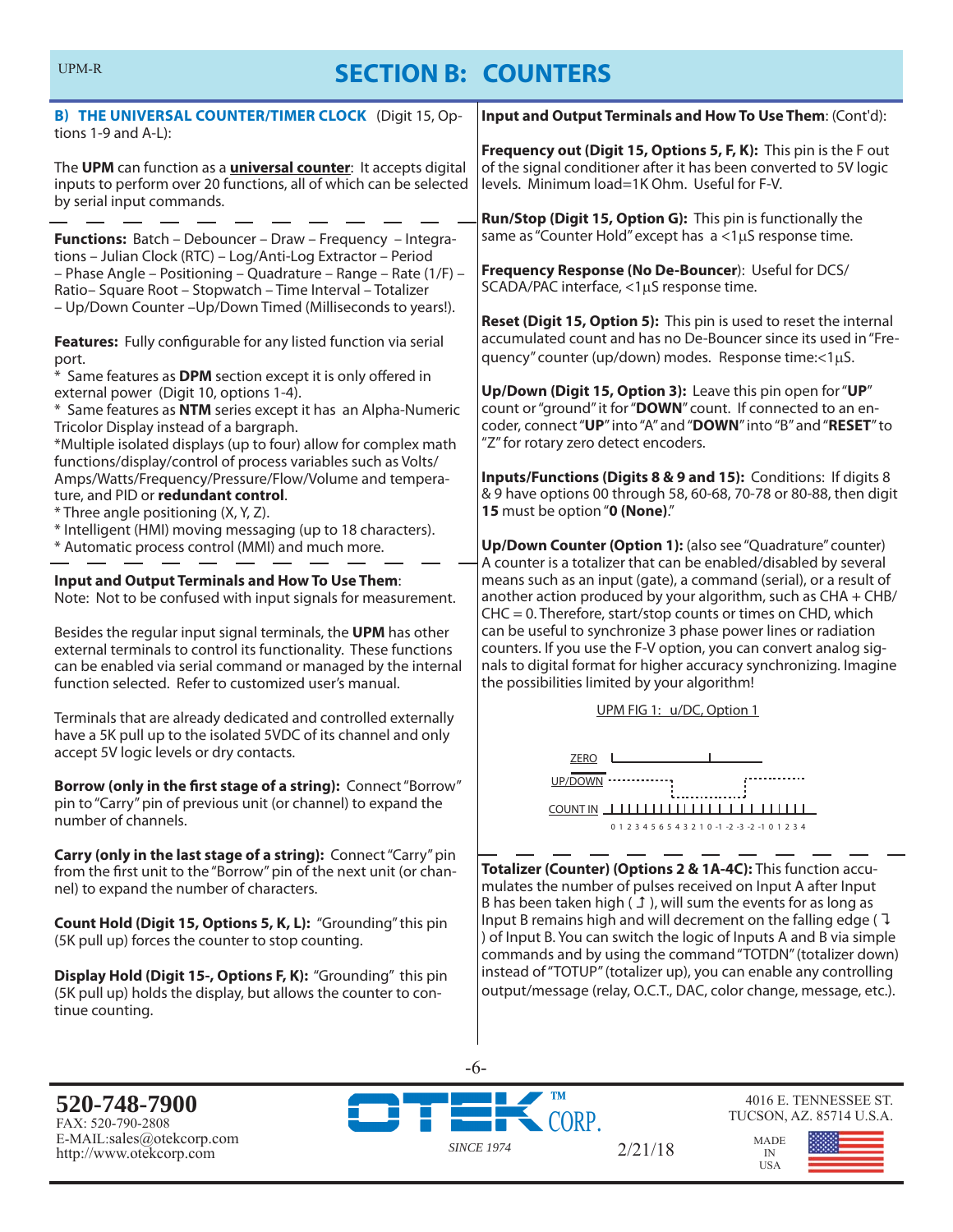# SECTION B: COUNTERS

## B) THE UNIVERSAL COUNTER/TIMER CLOCK (Digit 15, Options 1-9 and A-L):

The **UPM** can function as a **universal counter**: It accepts digital inputs to perform over 20 functions, all of which can be selected by serial input commands.

**Functions:** Batch – Debouncer – Draw – Frequency – Integrations – Julian Clock (RTC) – Log/Anti-Log Extractor – Period – Phase Angle – Positioning – Quadrature – Range – Rate (1/F) – Ratio– Square Root – Stopwatch – Time Interval – Totalizer – Up/Down Counter –Up/Down Timed (Milliseconds to years!).

**Features:** Fully configurable for any listed function via serial port.

* Same features as **DPM** section except it is only offered in external power (Digit 10, options 1-4).
* Same features as **NTM** series except it has an Alpha-Numeric Tricolor Display instead of a bargraph.
*Multiple isolated displays (up to four) allow for complex math functions/display/control of process variables such as Volts/Amps/Watts/Frequency/Pressure/Flow/Volume and temperature, and PID or **redundant control**.
* Three angle positioning (X, Y, Z).
* Intelligent (HMI) moving messaging (up to 18 characters).
* Automatic process control (MMI) and much more.

**Input and Output Terminals and How To Use Them**:
Note: Not to be confused with input signals for measurement.

Besides the regular input signal terminals, the **UPM** has other external terminals to control its functionality. These functions can be enabled via serial command or managed by the internal function selected. Refer to customized user's manual.

Terminals that are already dedicated and controlled externally have a 5K pull up to the isolated 5VDC of its channel and only accept 5V logic levels or dry contacts.

**Borrow (only in the first stage of a string):** Connect "Borrow" pin to "Carry" pin of previous unit (or channel) to expand the number of channels.

**Carry (only in the last stage of a string):** Connect "Carry" pin from the first unit to the "Borrow" pin of the next unit (or channel) to expand the number of characters.

**Count Hold (Digit 15, Options 5, K, L):** "Grounding" this pin (5K pull up) forces the counter to stop counting.

**Display Hold (Digit 15-, Options F, K):** "Grounding" this pin (5K pull up) holds the display, but allows the counter to continue counting.

**Input and Output Terminals and How To Use Them**: (Cont'd):

**Frequency out (Digit 15, Options 5, F, K):** This pin is the F out of the signal conditioner after it has been converted to 5V logic levels. Minimum load=1K Ohm. Useful for F-V.

**Run/Stop (Digit 15, Option G):** This pin is functionally the same as "Counter Hold" except has a <1μS response time.

**Frequency Response (No De-Bouncer**): Useful for DCS/SCADA/PAC interface, <1μS response time.

**Reset (Digit 15, Option 5):** This pin is used to reset the internal accumulated count and has no De-Bouncer since its used in "Frequency" counter (up/down) modes. Response time:<1μS.

**Up/Down (Digit 15, Option 3):** Leave this pin open for "**UP**" count or "ground" it for "**DOWN**" count. If connected to an encoder, connect "**UP**" into "A" and "**DOWN**" into "B" and "**RESET**" to "Z" for rotary zero detect encoders.

**Inputs/Functions (Digits 8 & 9 and 15):** Conditions: If digits 8 & 9 have options 00 through 58, 60-68, 70-78 or 80-88, then digit **15** must be option "**0 (None)**."

**Up/Down Counter (Option 1):** (also see "Quadrature" counter) A counter is a totalizer that can be enabled/disabled by several means such as an input (gate), a command (serial), or a result of another action produced by your algorithm, such as CHA + CHB/CHC = 0. Therefore, start/stop counts or times on CHD, which can be useful to synchronize 3 phase power lines or radiation counters. If you use the F-V option, you can convert analog signals to digital format for higher accuracy synchronizing. Imagine the possibilities limited by your algorithm!

UPM FIG 1: u/DC, Option 1

ZERO
UP/DOWN
COUNT IN
0 1 2 3 4 5 6 5 4 3 2 1 0 -1 -2 -3 -2 -1 0 1 2 3 4

**Totalizer (Counter) (Options 2 & 1A-4C):** This function accumulates the number of pulses received on Input A after Input B has been taken high ( ↥ ), will sum the events for as long as Input B remains high and will decrement on the falling edge ( ↧ ) of Input B. You can switch the logic of Inputs A and B via simple commands and by using the command "TOTDN" (totalizer down) instead of "TOTUP" (totalizer up), you can enable any controlling output/message (relay, O.C.T., DAC, color change, message, etc.).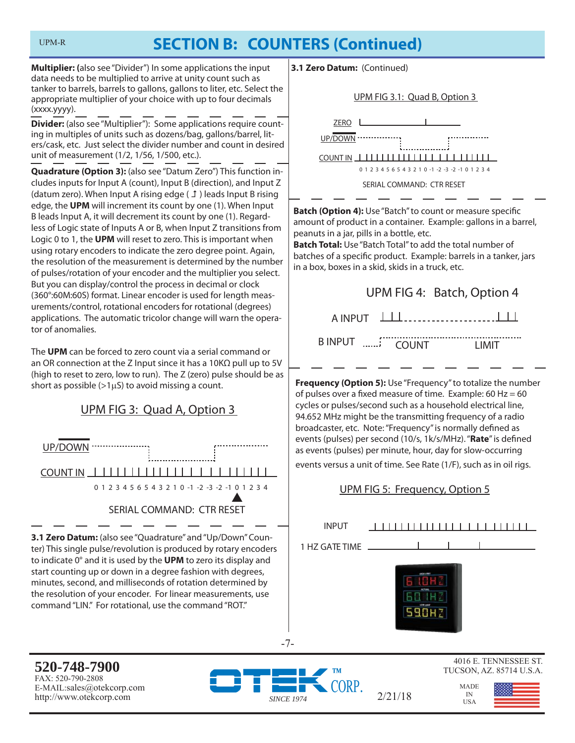## SECTION B: COUNTERS (Continued)

**Multiplier:** (also see "Divider") In some applications the input data needs to be multiplied to arrive at unity count such as tanker to barrels, barrels to gallons, gallons to liter, etc. Select the appropriate multiplier of your choice with up to four decimals (xxxx.yyyy).

**Divider:** (also see "Multiplier"): Some applications require counting in multiples of units such as dozens/bag, gallons/barrel, liters/cask, etc. Just select the divider number and count in desired unit of measurement (1/2, 1/56, 1/500, etc.).

**Quadrature (Option 3):** (also see "Datum Zero") This function includes inputs for Input A (count), Input B (direction), and Input Z (datum zero). When Input A rising edge ( ↥ ) leads Input B rising edge, the **UPM** will increment its count by one (1). When Input B leads Input A, it will decrement its count by one (1). Regardless of Logic state of Inputs A or B, when Input Z transitions from Logic 0 to 1, the **UPM** will reset to zero. This is important when using rotary encoders to indicate the zero degree point. Again, the resolution of the measurement is determined by the number of pulses/rotation of your encoder and the multiplier you select. But you can display/control the process in decimal or clock (360°:60M:60S) format. Linear encoder is used for length measurements/control, rotational encoders for rotational (degrees) applications. The automatic tricolor change will warn the operator of anomalies.

The **UPM** can be forced to zero count via a serial command or an OR connection at the Z Input since it has a 10KΩ pull up to 5V (high to reset to zero, low to run). The Z (zero) pulse should be as short as possible (>1μS) to avoid missing a count.

UPM FIG 3: Quad A, Option 3

UP/DOWN

COUNT IN

0 1 2 3 4 5 6 5 4 3 2 1 0 -1 -2 -3 -2 -1 0 1 2 3 4

SERIAL COMMAND: CTR RESET

**3.1 Zero Datum:** (also see "Quadrature" and "Up/Down" Counter) This single pulse/revolution is produced by rotary encoders to indicate 0° and it is used by the **UPM** to zero its display and start counting up or down in a degree fashion with degrees, minutes, second, and milliseconds of rotation determined by the resolution of your encoder. For linear measurements, use command "LIN." For rotational, use the command "ROT."

**3.1 Zero Datum:** (Continued)

UPM FIG 3.1: Quad B, Option 3

ZERO

UP/DOWN

COUNT IN

0 1 2 3 4 5 6 5 4 3 2 1 0 -1 -2 -3 -2 -1 0 1 2 3 4

SERIAL COMMAND: CTR RESET

**Batch (Option 4):** Use "Batch" to count or measure specific amount of product in a container. Example: gallons in a barrel, peanuts in a jar, pills in a bottle, etc.
**Batch Total:** Use "Batch Total" to add the total number of batches of a specific product. Example: barrels in a tanker, jars in a box, boxes in a skid, skids in a truck, etc.

UPM FIG 4: Batch, Option 4

A INPUT

B INPUT COUNT LIMIT

**Frequency (Option 5):** Use "Frequency" to totalize the number of pulses over a fixed measure of time. Example: 60 Hz = 60 cycles or pulses/second such as a household electrical line, 94.652 MHz might be the transmitting frequency of a radio broadcaster, etc. Note: "Frequency" is normally defined as events (pulses) per second (10/s, 1k/s/MHz). "**Rate**" is defined as events (pulses) per minute, hour, day for slow-occurring events versus a unit of time. See Rate (1/F), such as in oil rigs.

UPM FIG 5: Frequency, Option 5

INPUT

1 HZ GATE TIME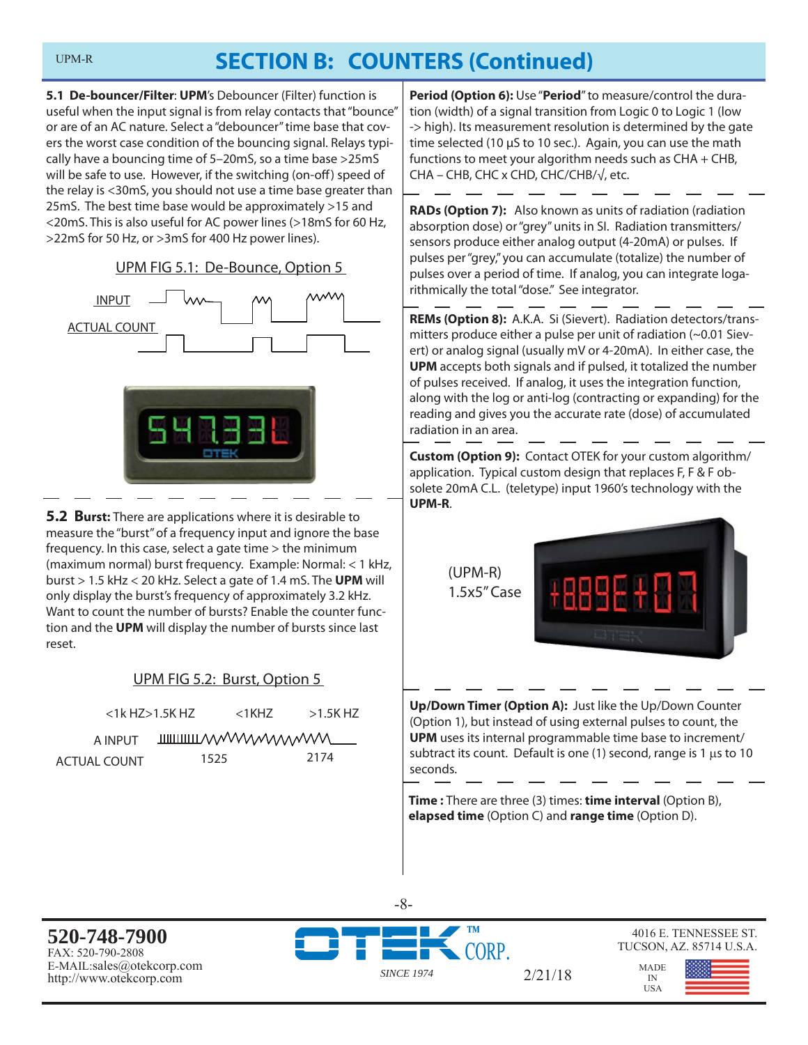## SECTION B: COUNTERS (Continued)

**5.1 De-bouncer/Filter**: **UPM**'s Debouncer (Filter) function is useful when the input signal is from relay contacts that "bounce" or are of an AC nature. Select a "debouncer" time base that covers the worst case condition of the bouncing signal. Relays typically have a bouncing time of 5–20mS, so a time base >25mS will be safe to use. However, if the switching (on-off) speed of the relay is <30mS, you should not use a time base greater than 25mS. The best time base would be approximately >15 and <20mS. This is also useful for AC power lines (>18mS for 60 Hz, >22mS for 50 Hz, or >3mS for 400 Hz power lines).

UPM FIG 5.1: De-Bounce, Option 5

INPUT

ACTUAL COUNT

**5.2 Burst:** There are applications where it is desirable to measure the "burst" of a frequency input and ignore the base frequency. In this case, select a gate time > the minimum (maximum normal) burst frequency. Example: Normal: < 1 kHz, burst > 1.5 kHz < 20 kHz. Select a gate of 1.4 mS. The **UPM** will only display the burst's frequency of approximately 3.2 kHz. Want to count the number of bursts? Enable the counter function and the **UPM** will display the number of bursts since last reset.

UPM FIG 5.2: Burst, Option 5

<1k HZ>1.5K HZ &nbsp; <1KHZ &nbsp; >1.5K HZ

A INPUT

ACTUAL COUNT &nbsp; 1525 &nbsp; 2174

**Period (Option 6):** Use "**Period**" to measure/control the duration (width) of a signal transition from Logic 0 to Logic 1 (low -> high). Its measurement resolution is determined by the gate time selected (10 µS to 10 sec.). Again, you can use the math functions to meet your algorithm needs such as CHA + CHB, CHA – CHB, CHC x CHD, CHC/CHB/√, etc.

**RADs (Option 7):** Also known as units of radiation (radiation absorption dose) or "grey" units in SI. Radiation transmitters/sensors produce either analog output (4-20mA) or pulses. If pulses per "grey," you can accumulate (totalize) the number of pulses over a period of time. If analog, you can integrate logarithmically the total "dose." See integrator.

**REMs (Option 8):** A.K.A. Si (Sievert). Radiation detectors/transmitters produce either a pulse per unit of radiation (~0.01 Sievert) or analog signal (usually mV or 4-20mA). In either case, the **UPM** accepts both signals and if pulsed, it totalized the number of pulses received. If analog, it uses the integration function, along with the log or anti-log (contracting or expanding) for the reading and gives you the accurate rate (dose) of accumulated radiation in an area.

**Custom (Option 9):** Contact OTEK for your custom algorithm/application. Typical custom design that replaces F, F & F obsolete 20mA C.L. (teletype) input 1960's technology with the **UPM-R**.

(UPM-R)
1.5x5" Case

**Up/Down Timer (Option A):** Just like the Up/Down Counter (Option 1), but instead of using external pulses to count, the **UPM** uses its internal programmable time base to increment/subtract its count. Default is one (1) second, range is 1 µs to 10 seconds.

**Time :** There are three (3) times: **time interval** (Option B), **elapsed time** (Option C) and **range time** (Option D).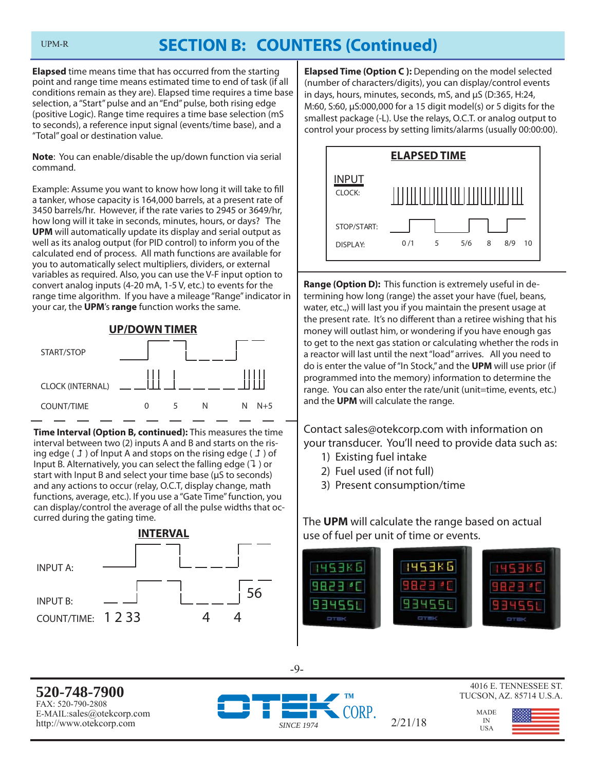## SECTION B: COUNTERS (Continued)

**Elapsed** time means time that has occurred from the starting point and range time means estimated time to end of task (if all conditions remain as they are). Elapsed time requires a time base selection, a "Start" pulse and an "End" pulse, both rising edge (positive Logic). Range time requires a time base selection (mS to seconds), a reference input signal (events/time base), and a "Total" goal or destination value.

**Note**: You can enable/disable the up/down function via serial command.

Example: Assume you want to know how long it will take to fill a tanker, whose capacity is 164,000 barrels, at a present rate of 3450 barrels/hr. However, if the rate varies to 2945 or 3649/hr, how long will it take in seconds, minutes, hours, or days? The **UPM** will automatically update its display and serial output as well as its analog output (for PID control) to inform you of the calculated end of process. All math functions are available for you to automatically select multipliers, dividers, or external variables as required. Also, you can use the V-F input option to convert analog inputs (4-20 mA, 1-5 V, etc.) to events for the range time algorithm. If you have a mileage "Range" indicator in your car, the **UPM**'s **range** function works the same.

**UP/DOWN TIMER**

START/STOP

CLOCK (INTERNAL)

COUNT/TIME 0 5 N N N+5

**Time Interval (Option B, continued):** This measures the time interval between two (2) inputs A and B and starts on the rising edge ( ↑ ) of Input A and stops on the rising edge ( ↑ ) of Input B. Alternatively, you can select the falling edge (↓ ) or start with Input B and select your time base (µS to seconds) and any actions to occur (relay, O.C.T, display change, math functions, average, etc.). If you use a "Gate Time" function, you can display/control the average of all the pulse widths that occurred during the gating time.

**INTERVAL**

INPUT A:

INPUT B: 56

COUNT/TIME: 1 2 33 4 4

**Elapsed Time (Option C ):** Depending on the model selected (number of characters/digits), you can display/control events in days, hours, minutes, seconds, mS, and µS (D:365, H:24, M:60, S:60, µS:000,000 for a 15 digit model(s) or 5 digits for the smallest package (-L). Use the relays, O.C.T. or analog output to control your process by setting limits/alarms (usually 00:00:00).

**ELAPSED TIME**

INPUT

CLOCK:

STOP/START:

DISPLAY: 0 /1 5 5/6 8 8/9 10

**Range (Option D):** This function is extremely useful in determining how long (range) the asset your have (fuel, beans, water, etc.,) will last you if you maintain the present usage at the present rate. It's no different than a retiree wishing that his money will outlast him, or wondering if you have enough gas to get to the next gas station or calculating whether the rods in a reactor will last until the next "load" arrives. All you need to do is enter the value of "In Stock," and the **UPM** will use prior (if programmed into the memory) information to determine the range. You can also enter the rate/unit (unit=time, events, etc.) and the **UPM** will calculate the range.

Contact sales@otekcorp.com with information on your transducer. You'll need to provide data such as:

1) Existing fuel intake
2) Fuel used (if not full)
3) Present consumption/time

The **UPM** will calculate the range based on actual use of fuel per unit of time or events.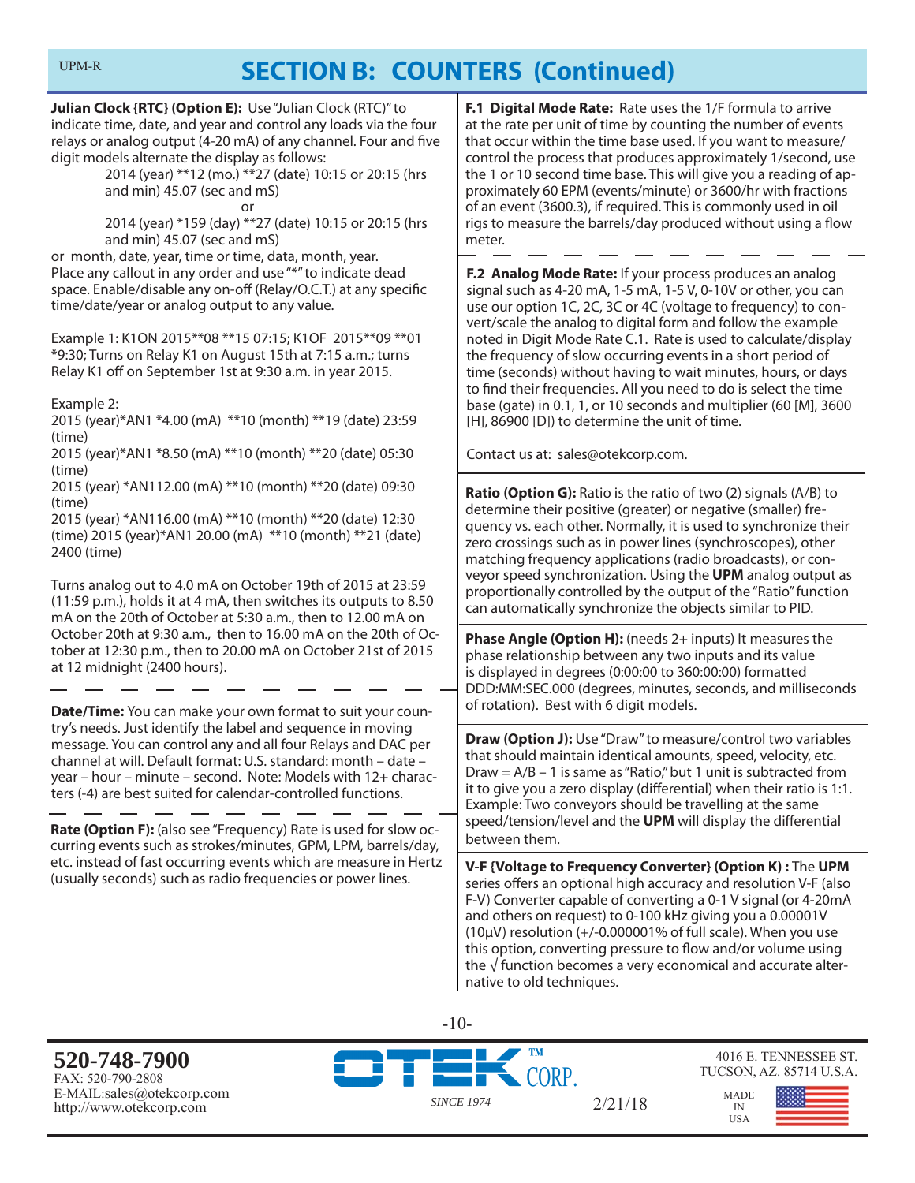# SECTION B: COUNTERS (Continued)

**Julian Clock {RTC} (Option E):** Use "Julian Clock (RTC)" to indicate time, date, and year and control any loads via the four relays or analog output (4-20 mA) of any channel. Four and five digit models alternate the display as follows:

2014 (year) **12 (mo.) **27 (date) 10:15 or 20:15 (hrs and min) 45.07 (sec and mS)

or

2014 (year) *159 (day) **27 (date) 10:15 or 20:15 (hrs and min) 45.07 (sec and mS)

or month, date, year, time or time, data, month, year. Place any callout in any order and use "*" to indicate dead space. Enable/disable any on-off (Relay/O.C.T.) at any specific time/date/year or analog output to any value.

Example 1: K1ON 2015**08 **15 07:15; K1OF 2015**09 **01 *9:30; Turns on Relay K1 on August 15th at 7:15 a.m.; turns Relay K1 off on September 1st at 9:30 a.m. in year 2015.

Example 2:
2015 (year)*AN1 *4.00 (mA) **10 (month) **19 (date) 23:59 (time)
2015 (year)*AN1 *8.50 (mA) **10 (month) **20 (date) 05:30 (time)
2015 (year) *AN112.00 (mA) **10 (month) **20 (date) 09:30 (time)
2015 (year) *AN116.00 (mA) **10 (month) **20 (date) 12:30 (time) 2015 (year)*AN1 20.00 (mA) **10 (month) **21 (date) 2400 (time)

Turns analog out to 4.0 mA on October 19th of 2015 at 23:59 (11:59 p.m.), holds it at 4 mA, then switches its outputs to 8.50 mA on the 20th of October at 5:30 a.m., then to 12.00 mA on October 20th at 9:30 a.m., then to 16.00 mA on the 20th of October at 12:30 p.m., then to 20.00 mA on October 21st of 2015 at 12 midnight (2400 hours).

---

**Date/Time:** You can make your own format to suit your country's needs. Just identify the label and sequence in moving message. You can control any and all four Relays and DAC per channel at will. Default format: U.S. standard: month – date – year – hour – minute – second. Note: Models with 12+ characters (-4) are best suited for calendar-controlled functions.

---

**Rate (Option F):** (also see "Frequency) Rate is used for slow occurring events such as strokes/minutes, GPM, LPM, barrels/day, etc. instead of fast occurring events which are measure in Hertz (usually seconds) such as radio frequencies or power lines.

**F.1 Digital Mode Rate:** Rate uses the 1/F formula to arrive at the rate per unit of time by counting the number of events that occur within the time base used. If you want to measure/control the process that produces approximately 1/second, use the 1 or 10 second time base. This will give you a reading of approximately 60 EPM (events/minute) or 3600/hr with fractions of an event (3600.3), if required. This is commonly used in oil rigs to measure the barrels/day produced without using a flow meter.

---

**F.2 Analog Mode Rate:** If your process produces an analog signal such as 4-20 mA, 1-5 mA, 1-5 V, 0-10V or other, you can use our option 1C, 2C, 3C or 4C (voltage to frequency) to convert/scale the analog to digital form and follow the example noted in Digit Mode Rate C.1. Rate is used to calculate/display the frequency of slow occurring events in a short period of time (seconds) without having to wait minutes, hours, or days to find their frequencies. All you need to do is select the time base (gate) in 0.1, 1, or 10 seconds and multiplier (60 [M], 3600 [H], 86900 [D]) to determine the unit of time.

Contact us at: sales@otekcorp.com.

**Ratio (Option G):** Ratio is the ratio of two (2) signals (A/B) to determine their positive (greater) or negative (smaller) frequency vs. each other. Normally, it is used to synchronize their zero crossings such as in power lines (synchroscopes), other matching frequency applications (radio broadcasts), or conveyor speed synchronization. Using the **UPM** analog output as proportionally controlled by the output of the "Ratio" function can automatically synchronize the objects similar to PID.

**Phase Angle (Option H):** (needs 2+ inputs) It measures the phase relationship between any two inputs and its value is displayed in degrees (0:00:00 to 360:00:00) formatted DDD:MM:SEC.000 (degrees, minutes, seconds, and milliseconds of rotation). Best with 6 digit models.

**Draw (Option J):** Use "Draw" to measure/control two variables that should maintain identical amounts, speed, velocity, etc. Draw = A/B – 1 is same as "Ratio," but 1 unit is subtracted from it to give you a zero display (differential) when their ratio is 1:1. Example: Two conveyors should be travelling at the same speed/tension/level and the **UPM** will display the differential between them.

**V-F {Voltage to Frequency Converter} (Option K) :** The **UPM** series offers an optional high accuracy and resolution V-F (also F-V) Converter capable of converting a 0-1 V signal (or 4-20mA and others on request) to 0-100 kHz giving you a 0.00001V (10µV) resolution (+/-0.000001% of full scale). When you use this option, converting pressure to flow and/or volume using the √ function becomes a very economical and accurate alternative to old techniques.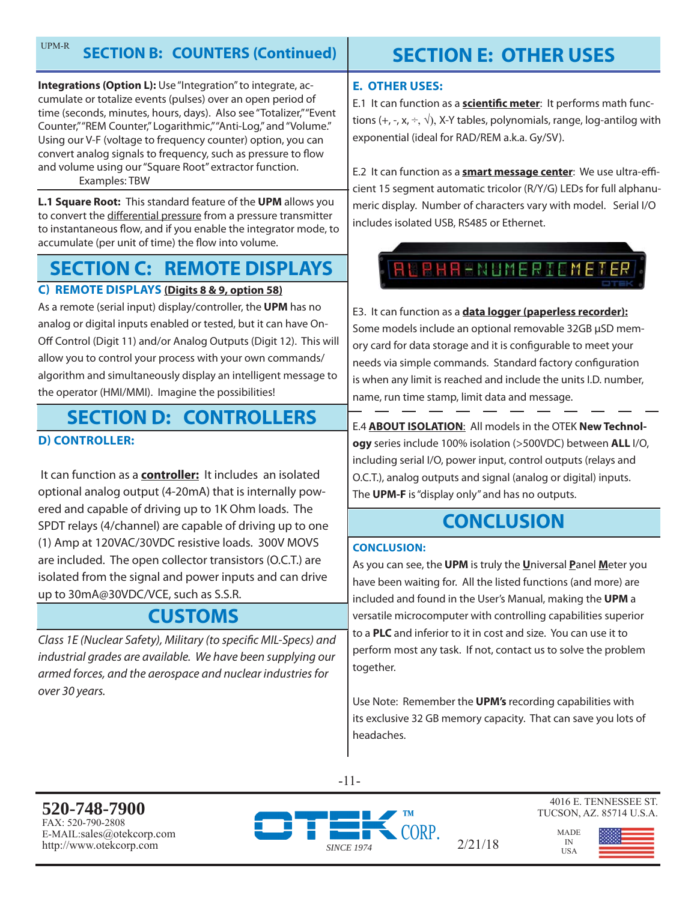## SECTION B: COUNTERS (Continued)

**Integrations (Option L):** Use "Integration" to integrate, accumulate or totalize events (pulses) over an open period of time (seconds, minutes, hours, days). Also see "Totalizer," "Event Counter," "REM Counter," Logarithmic," "Anti-Log," and "Volume." Using our V-F (voltage to frequency counter) option, you can convert analog signals to frequency, such as pressure to flow and volume using our "Square Root" extractor function.

Examples: TBW

**L.1 Square Root:** This standard feature of the **UPM** allows you to convert the differential pressure from a pressure transmitter to instantaneous flow, and if you enable the integrator mode, to accumulate (per unit of time) the flow into volume.

## SECTION C: REMOTE DISPLAYS

### C) REMOTE DISPLAYS (Digits 8 & 9, option 58)

As a remote (serial input) display/controller, the **UPM** has no analog or digital inputs enabled or tested, but it can have On-Off Control (Digit 11) and/or Analog Outputs (Digit 12). This will allow you to control your process with your own commands/algorithm and simultaneously display an intelligent message to the operator (HMI/MMI). Imagine the possibilities!

## SECTION D: CONTROLLERS

### D) CONTROLLER:

It can function as a **controller:** It includes an isolated optional analog output (4-20mA) that is internally powered and capable of driving up to 1K Ohm loads. The SPDT relays (4/channel) are capable of driving up to one (1) Amp at 120VAC/30VDC resistive loads. 300V MOVS are included. The open collector transistors (O.C.T.) are isolated from the signal and power inputs and can drive up to 30mA@30VDC/VCE, such as S.S.R.

## CUSTOMS

*Class 1E (Nuclear Safety), Military (to specific MIL-Specs) and industrial grades are available. We have been supplying our armed forces, and the aerospace and nuclear industries for over 30 years.*

## SECTION E: OTHER USES

### E. OTHER USES:

E.1 It can function as a **scientific meter**: It performs math functions (+, -, x, ÷, √), X-Y tables, polynomials, range, log-antilog with exponential (ideal for RAD/REM a.k.a. Gy/SV).

E.2 It can function as a **smart message center**: We use ultra-efficient 15 segment automatic tricolor (R/Y/G) LEDs for full alphanumeric display. Number of characters vary with model. Serial I/O includes isolated USB, RS485 or Ethernet.

E3. It can function as a **data logger (paperless recorder):** Some models include an optional removable 32GB µSD memory card for data storage and it is configurable to meet your needs via simple commands. Standard factory configuration is when any limit is reached and include the units I.D. number, name, run time stamp, limit data and message.

E.4 **ABOUT ISOLATION**: All models in the OTEK **New Technology** series include 100% isolation (>500VDC) between **ALL** I/O, including serial I/O, power input, control outputs (relays and O.C.T.), analog outputs and signal (analog or digital) inputs. The **UPM-F** is "display only" and has no outputs.

## CONCLUSION

### CONCLUSION:

As you can see, the **UPM** is truly the **U**niversal **P**anel **M**eter you have been waiting for. All the listed functions (and more) are included and found in the User's Manual, making the **UPM** a versatile microcomputer with controlling capabilities superior to a **PLC** and inferior to it in cost and size. You can use it to perform most any task. If not, contact us to solve the problem together.

Use Note: Remember the **UPM's** recording capabilities with its exclusive 32 GB memory capacity. That can save you lots of headaches.

**520-748-7900**
FAX: 520-790-2808
E-MAIL:sales@otekcorp.com
http://www.otekcorp.com

OTEK CORP. SINCE 1974

2/21/18

4016 E. TENNESSEE ST.
TUCSON, AZ. 85714 U.S.A.

MADE IN USA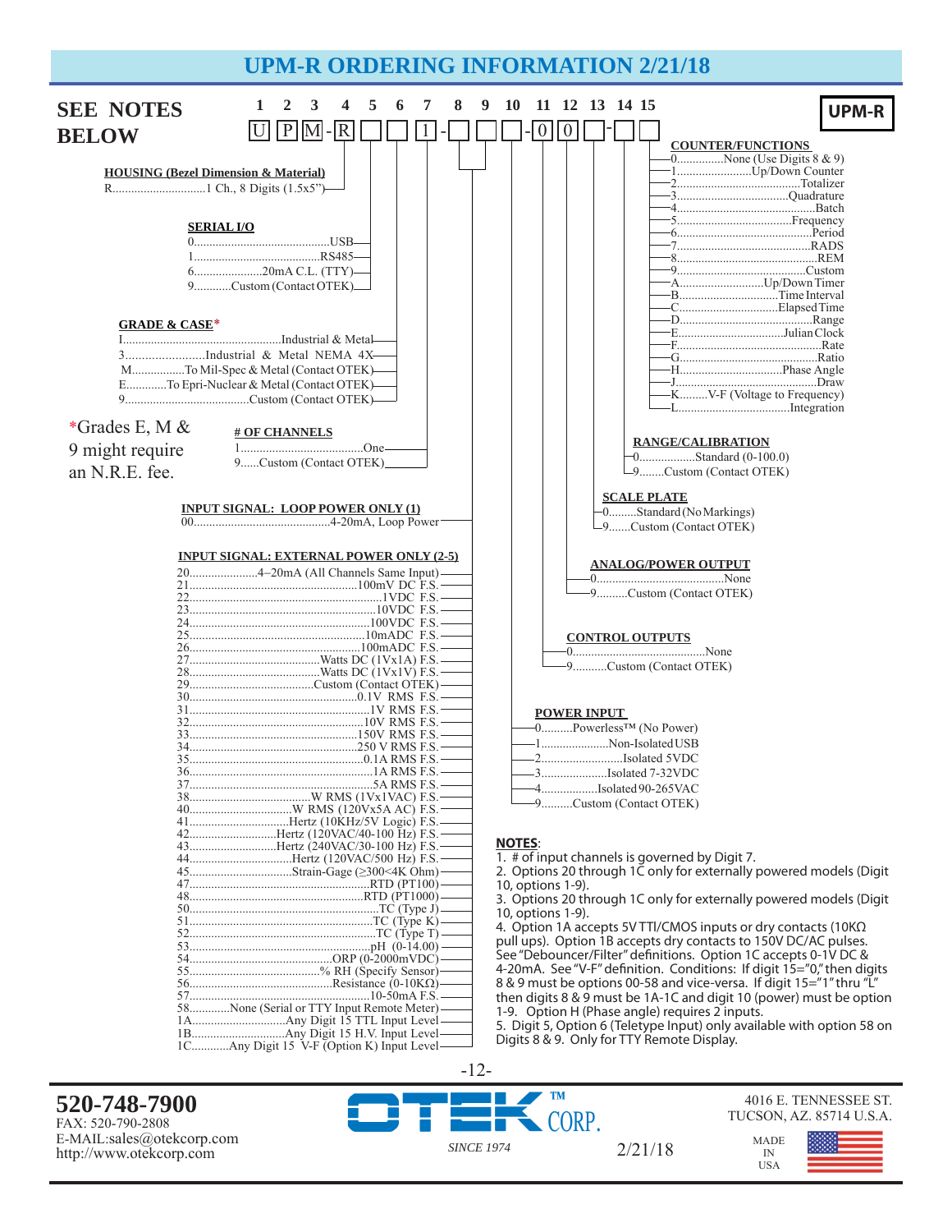# UPM-R ORDERING INFORMATION 2/21/18

**UPM-R**

## SEE NOTES BELOW

| 1 | 2 | 3 | | 4 | 5 | 6 | 7 | | 8 | 9 | 10 | | 11 | 12 | 13 | | 14 | 15 |
|---|---|---|---|---|---|---|---|---|---|---|---|---|---|---|---|---|---|---|
| U | P | M | - | R | ☐ | ☐ | 1 | - | ☐ | ☐ | ☐ | - | 0 | 0 | ☐ | - | ☐ | ☐ |

### HOUSING (Bezel Dimension & Material)

R..............................1 Ch., 8 Digits (1.5x5")

### SERIAL I/O

- 0...........................................USB
- 1.........................................RS485
- 6......................20mA C.L. (TTY)
- 9...........Custom (Contact OTEK)

### GRADE & CASE*

- I..................................................Industrial & Metal
- 3........................Industrial & Metal NEMA 4X
- M.................To Mil-Spec & Metal (Contact OTEK)
- E.............To Epri-Nuclear & Metal (Contact OTEK)
- 9.......................................Custom (Contact OTEK)

*Grades E, M & 9 might require an N.R.E. fee.

### # OF CHANNELS

- 1......................................One
- 9......Custom (Contact OTEK)

### INPUT SIGNAL: LOOP POWER ONLY (1)

00...........................................4-20mA, Loop Power

### INPUT SIGNAL: EXTERNAL POWER ONLY (2-5)

- 20......................4–20mA (All Channels Same Input)
- 21.....................................................100mV DC F.S.
- 22.........................................................1VDC F.S.
- 23.......................................................10VDC F.S.
- 24.....................................................100VDC F.S.
- 25.....................................................10mADC F.S.
- 26...................................................100mADC F.S.
- 27.........................................Watts DC (1Vx1A) F.S.
- 28.........................................Watts DC (1Vx1V) F.S.
- 29........................................Custom (Contact OTEK)
- 30.....................................................0.1V RMS F.S.
- 31.........................................................1V RMS F.S.
- 32.......................................................10V RMS F.S.
- 33.....................................................150V RMS F.S.
- 34.....................................................250 V RMS F.S.
- 35.......................................................0.1A RMS F.S.
- 36..........................................................1A RMS F.S.
- 37..........................................................5A RMS F.S.
- 38......................................W RMS (1Vx1VAC) F.S.
- 40.................................W RMS (120Vx5A AC) F.S.
- 41................................Hertz (10KHz/5V Logic) F.S.
- 42............................Hertz (120VAC/40-100 Hz) F.S.
- 43............................Hertz (240VAC/30-100 Hz) F.S.
- 44.................................Hertz (120VAC/500 Hz) F.S.
- 45.................................Strain-Gage (≥300<4K Ohm)
- 47.......................................................RTD (PT100)
- 48.....................................................RTD (PT1000)
- 50...........................................................TC (Type J)
- 51...........................................................TC (Type K)
- 52...........................................................TC (Type T)
- 53.........................................................pH (0-14.00)
- 54.............................................ORP (0-2000mVDC)
- 55..........................................% RH (Specify Sensor)
- 56.............................................Resistance (0-10KΩ)
- 57...........................................................10-50mA F.S.
- 58.............None (Serial or TTY Input Remote Meter)
- 1A..............................Any Digit 15 TTL Input Level
- 1B..............................Any Digit 15 H.V. Input Level
- 1C............Any Digit 15 V-F (Option K) Input Level

### COUNTER/FUNCTIONS

- 0...............None (Use Digits 8 & 9)
- 1........................Up/Down Counter
- 2.......................................Totalizer
- 3...................................Quadrature
- 4..............................................Batch
- 5.....................................Frequency
- 6..............................................Period
- 7..........................................RADS
- 8..............................................REM
- 9.........................................Custom
- A...........................Up/Down Timer
- B................................Time Interval
- C................................Elapsed Time
- D...........................................Range
- E..................................Julian Clock
- F..............................................Rate
- G............................................Ratio
- H.................................Phase Angle
- J.............................................Draw
- K.........V-F (Voltage to Frequency)
- L....................................Integration

### RANGE/CALIBRATION

- 0.................Standard (0-100.0)
- 9........Custom (Contact OTEK)

### SCALE PLATE

- 0.........Standard (No Markings)
- 9.......Custom (Contact OTEK)

### ANALOG/POWER OUTPUT

- 0.........................................None
- 9.........Custom (Contact OTEK)

### CONTROL OUTPUTS

- 0...........................................None
- 9...........Custom (Contact OTEK)

### POWER INPUT

- 0..........Powerless™ (No Power)
- 1.....................Non-Isolated USB
- 2.......................Isolated 5VDC
- 3....................Isolated 7-32VDC
- 4.................Isolated 90-265VAC
- 9..........Custom (Contact OTEK)

### NOTES:

1. # of input channels is governed by Digit 7.
2. Options 20 through 1C only for externally powered models (Digit 10, options 1-9).
3. Options 20 through 1C only for externally powered models (Digit 10, options 1-9).
4. Option 1A accepts 5V TTl/CMOS inputs or dry contacts (10KΩ pull ups). Option 1B accepts dry contacts to 150V DC/AC pulses. See "Debouncer/Filter" definitions. Option 1C accepts 0-1V DC & 4-20mA. See "V-F" definition. Conditions: If digit 15="0," then digits 8 & 9 must be options 00-58 and vice-versa. If digit 15="1" thru "L" then digits 8 & 9 must be 1A-1C and digit 10 (power) must be option 1-9. Option H (Phase angle) requires 2 inputs.
5. Digit 5, Option 6 (Teletype Input) only available with option 58 on Digits 8 & 9. Only for TTY Remote Display.

**520-748-7900**
FAX: 520-790-2808
E-MAIL:sales@otekcorp.com
http://www.otekcorp.com

OTEK™ CORP. SINCE 1974

2/21/18

4016 E. TENNESSEE ST.
TUCSON, AZ. 85714 U.S.A.

MADE IN USA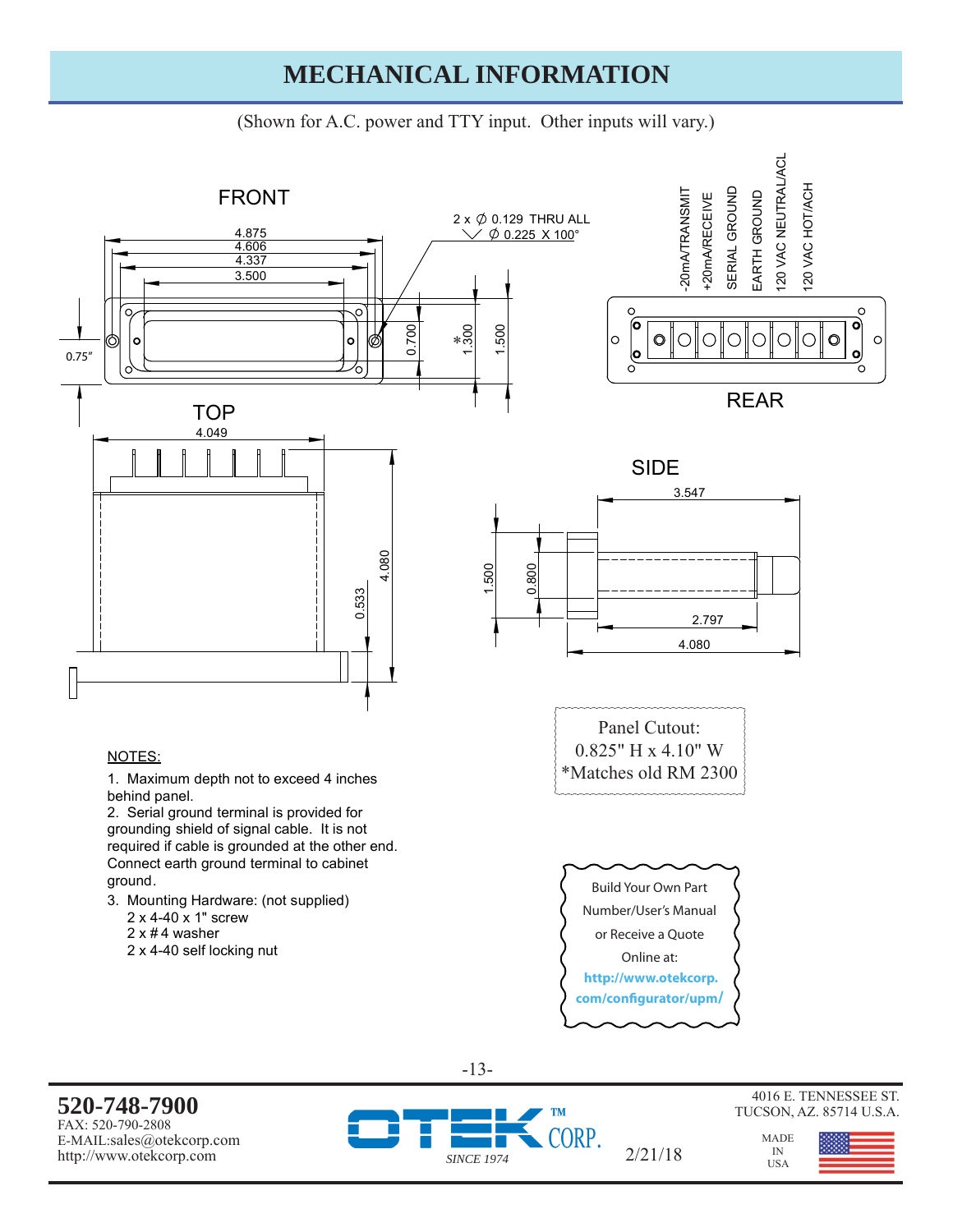# MECHANICAL INFORMATION

(Shown for A.C. power and TTY input. Other inputs will vary.)

FRONT

4.875
4.606
4.337
3.500

2 x ∅ 0.129 THRU ALL
⌵ ∅ 0.225 X 100°

0.700
*1.300
1.500
0.75"

-20mA/TRANSMIT
+20mA/RECEIVE
SERIAL GROUND
EARTH GROUND
120 VAC NEUTRAL/ACL
120 VAC HOT/ACH

REAR

TOP

4.049
4.080
0.533

SIDE

3.547
1.500
0.800
2.797
4.080

Panel Cutout:
0.825" H x 4.10" W
*Matches old RM 2300

NOTES:

1. Maximum depth not to exceed 4 inches behind panel.
2. Serial ground terminal is provided for grounding shield of signal cable. It is not required if cable is grounded at the other end. Connect earth ground terminal to cabinet ground.
3. Mounting Hardware: (not supplied)
   2 x 4-40 x 1" screw
   2 x # 4 washer
   2 x 4-40 self locking nut

Build Your Own Part Number/User's Manual or Receive a Quote Online at:
**http://www.otekcorp.com/configurator/upm/**

**520-748-7900**
FAX: 520-790-2808
E-MAIL:sales@otekcorp.com
http://www.otekcorp.com

OTEK™ CORP.
SINCE 1974

2/21/18

4016 E. TENNESSEE ST.
TUCSON, AZ. 85714 U.S.A.

MADE IN USA